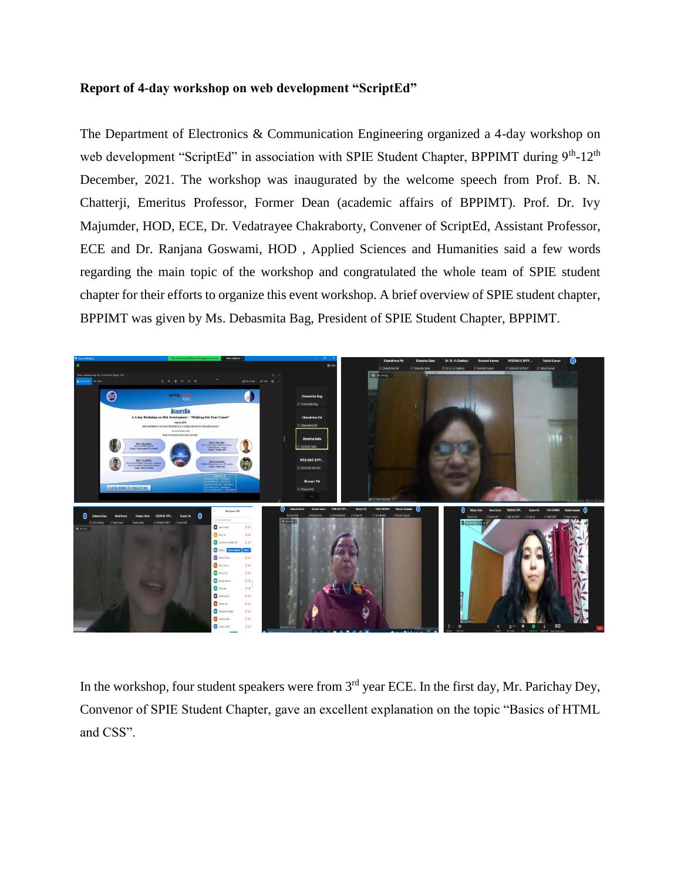**Report of 4-day workshop on web development "ScriptEd"**

The Department of Electronics & Communication Engineering organized a 4-day workshop on web development "ScriptEd" in association with SPIE Student Chapter, BPPIMT during 9th-12th December, 2021. The workshop was inaugurated by the welcome speech from Prof. B. N. Chatterji, Emeritus Professor, Former Dean (academic affairs of BPPIMT). Prof. Dr. Ivy Majumder, HOD, ECE, Dr. Vedatrayee Chakraborty, Convener of ScriptEd, Assistant Professor, ECE and Dr. Ranjana Goswami, HOD , Applied Sciences and Humanities said a few words regarding the main topic of the workshop and congratulated the whole team of SPIE student chapter for their efforts to organize this event workshop. A brief overview of SPIE student chapter, BPPIMT was given by Ms. Debasmita Bag, President of SPIE Student Chapter, BPPIMT.

In the workshop, four student speakers were from 3rd year ECE. In the first day, Mr. Parichay Dey, Convenor of SPIE Student Chapter, gave an excellent explanation on the topic "Basics of HTML and CSS".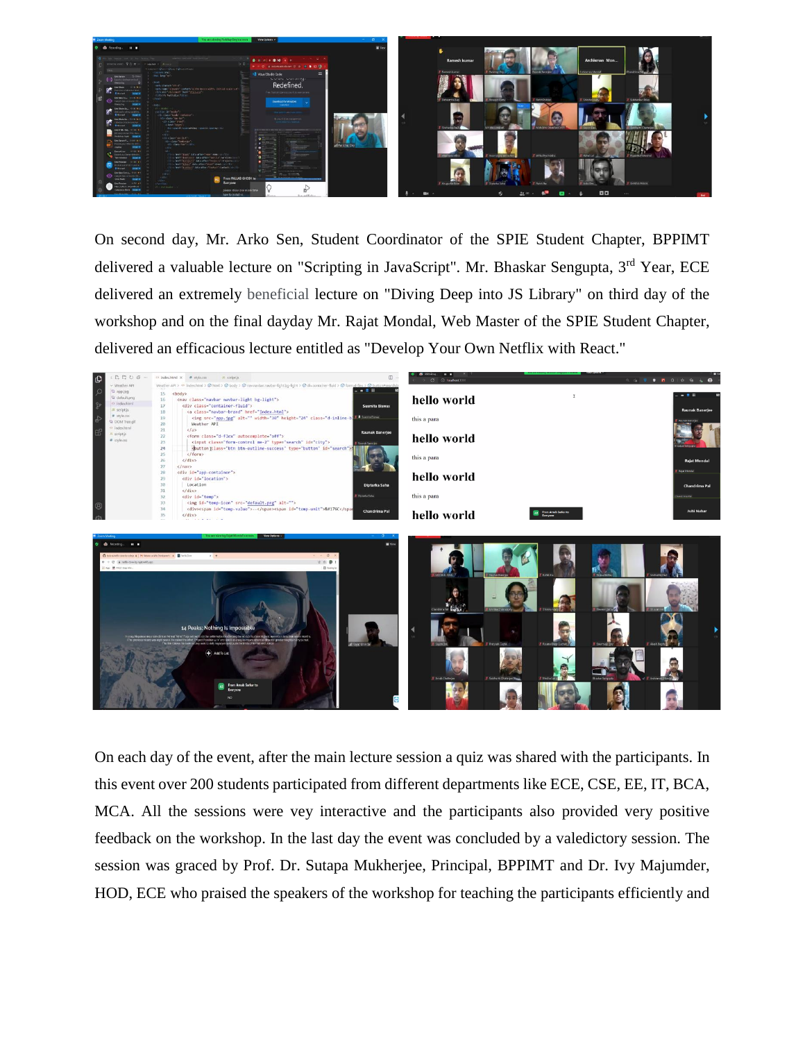On second day, Mr. Arko Sen, Student Coordinator of the SPIE Student Chapter, BPPIMT delivered a valuable lecture on "Scripting in JavaScript". Mr. Bhaskar Sengupta, 3rd Year, ECE delivered an extremely beneficial lecture on "Diving Deep into JS Library" on third day of the workshop and on the final dayday Mr. Rajat Mondal, Web Master of the SPIE Student Chapter, delivered an efficacious lecture entitled as "Develop Your Own Netflix with React."

On each day of the event, after the main lecture session a quiz was shared with the participants. In this event over 200 students participated from different departments like ECE, CSE, EE, IT, BCA, MCA. All the sessions were vey interactive and the participants also provided very positive feedback on the workshop. In the last day the event was concluded by a valedictory session. The session was graced by Prof. Dr. Sutapa Mukherjee, Principal, BPPIMT and Dr. Ivy Majumder, HOD, ECE who praised the speakers of the workshop for teaching the participants efficiently and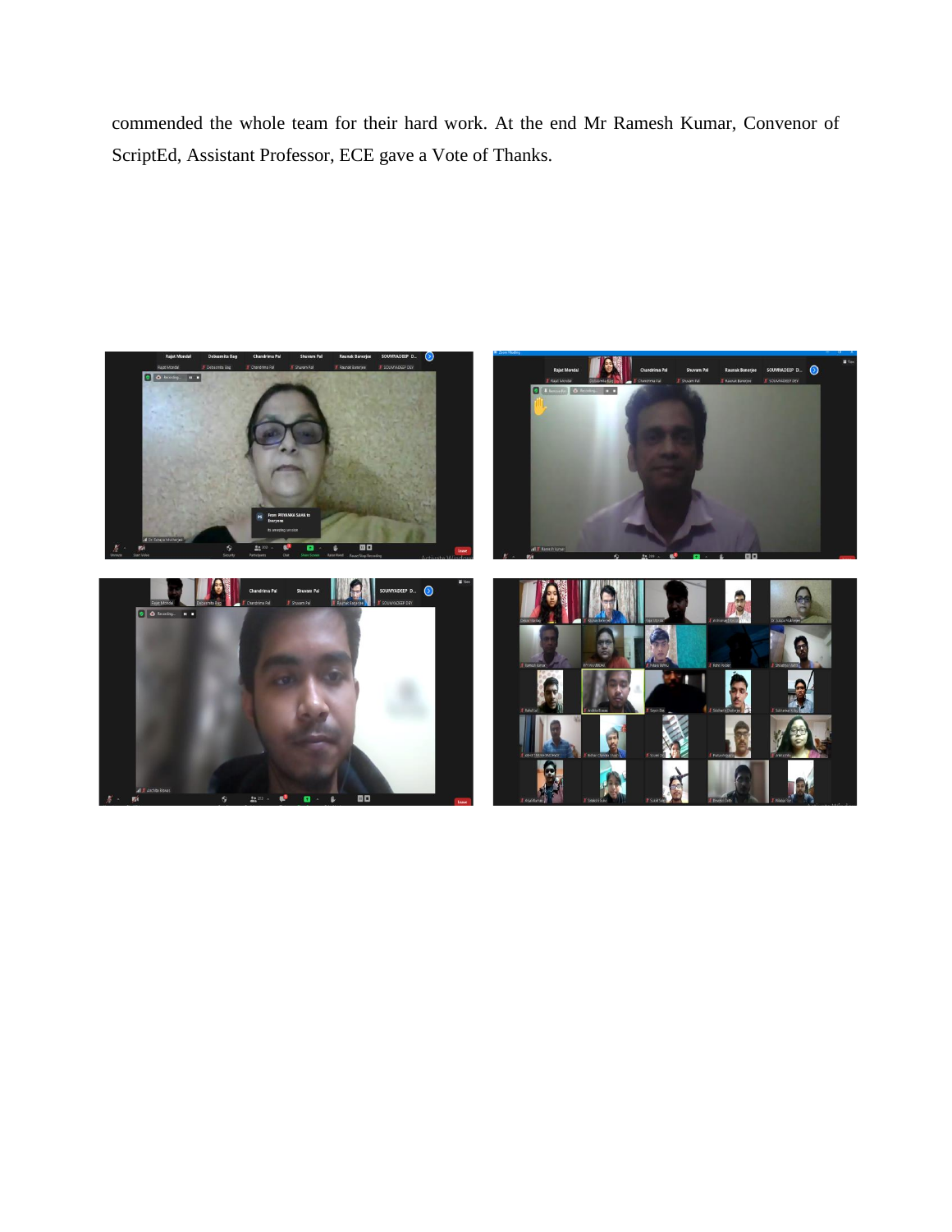commended the whole team for their hard work. At the end Mr Ramesh Kumar, Convenor of ScriptEd, Assistant Professor, ECE gave a Vote of Thanks.